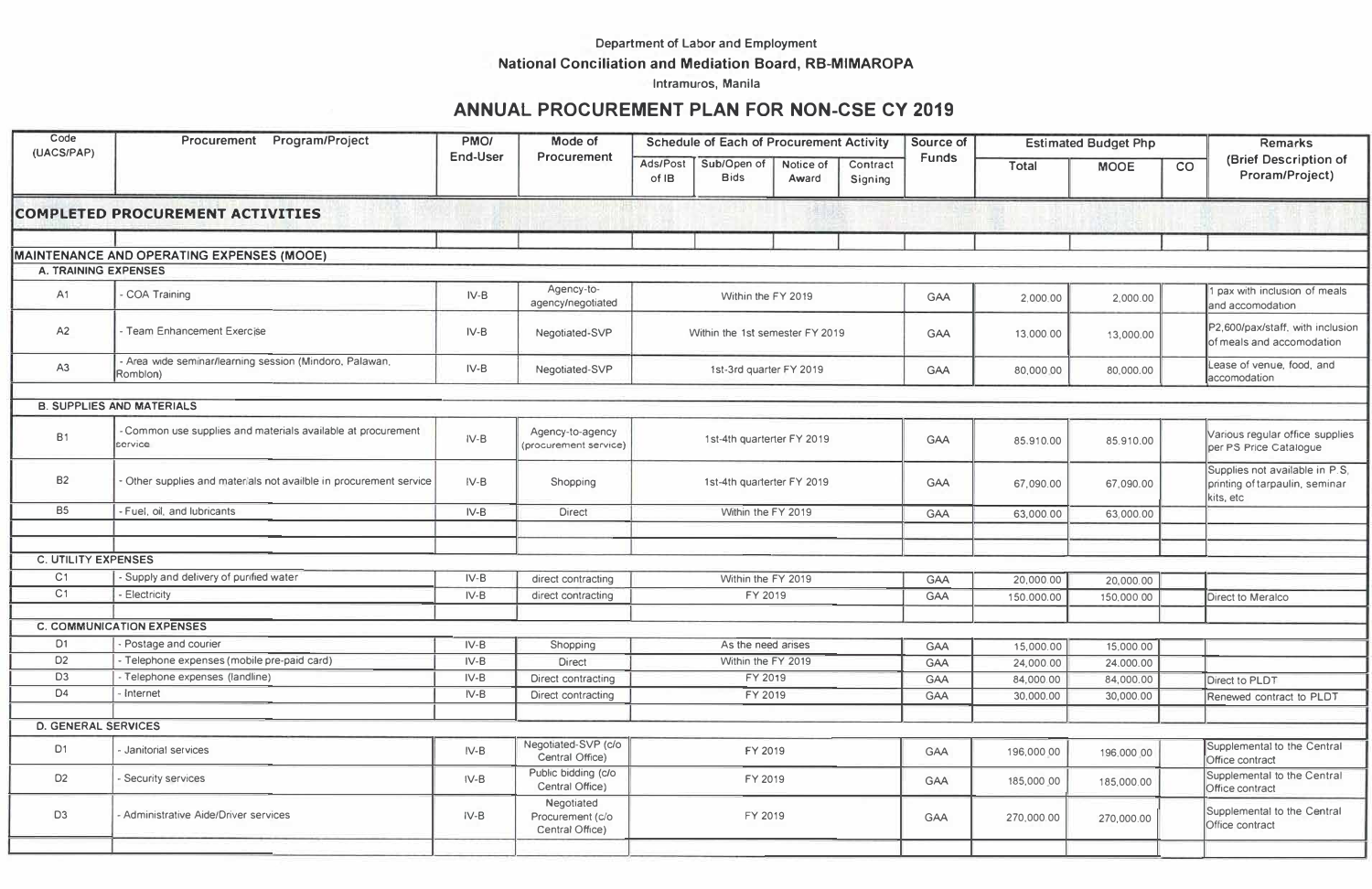Department of Labor and Employment

**National Conciliation and Mediation Board, RB-MIMAROPA**

Intramuros, Manila

## ANNUAL PROCUREMENT PLAN FOR NON-CSE CY 2019

| Code (UACS/PAP) | Procurement Program/Project | PMO/ End-User | Mode of Procurement | Schedule of Each of Procurement Activity | | | | Source of Funds | Estimated Budget Php | | | Remarks (Brief Description of Proram/Project) |
|---|---|---|---|---|---|---|---|---|---|---|---|---|
| | | | | Ads/Post of IB | Sub/Open of Bids | Notice of Award | Contract Signing | | Total | MOOE | CO | |
| **COMPLETED PROCUREMENT ACTIVITIES** | | | | | | | | | | | | |
| **MAINTENANCE AND OPERATING EXPENSES (MOOE)** | | | | | | | | | | | | |
| **A. TRAINING EXPENSES** | | | | | | | | | | | | |
| A1 | - COA Training | IV-B | Agency-to-agency/negotiated | Within the FY 2019 | | | | GAA | 2,000.00 | 2,000.00 | | 1 pax with inclusion of meals and accomodation |
| A2 | - Team Enhancement Exercise | IV-B | Negotiated-SVP | Within the 1st semester FY 2019 | | | | GAA | 13,000.00 | 13,000.00 | | P2,600/pax/staff, with inclusion of meals and accomodation |
| A3 | - Area wide seminar/learning session (Mindoro, Palawan, Romblon) | IV-B | Negotiated-SVP | 1st-3rd quarter FY 2019 | | | | GAA | 80,000.00 | 80,000.00 | | Lease of venue, food, and accomodation |
| **B. SUPPLIES AND MATERIALS** | | | | | | | | | | | | |
| B1 | - Common use supplies and materials available at procurement service | IV-B | Agency-to-agency (procurement service) | 1st-4th quarterter FY 2019 | | | | GAA | 85,910.00 | 85,910.00 | | Various regular office supplies per PS Price Catalogue |
| B2 | - Other supplies and materials not availble in procurement service | IV-B | Shopping | 1st-4th quarterter FY 2019 | | | | GAA | 67,090.00 | 67,090.00 | | Supplies not available in P.S, printing of tarpaulin, seminar kits, etc |
| B5 | - Fuel, oil, and lubricants | IV-B | Direct | Within the FY 2019 | | | | GAA | 63,000.00 | 63,000.00 | | |
| **C. UTILITY EXPENSES** | | | | | | | | | | | | |
| C1 | - Supply and delivery of purified water | IV-B | direct contracting | Within the FY 2019 | | | | GAA | 20,000.00 | 20,000.00 | | |
| C1 | - Electricity | IV-B | direct contracting | FY 2019 | | | | GAA | 150,000.00 | 150,000.00 | | Direct to Meralco |
| **C. COMMUNICATION EXPENSES** | | | | | | | | | | | | |
| D1 | - Postage and courier | IV-B | Shopping | As the need arises | | | | GAA | 15,000.00 | 15,000.00 | | |
| D2 | - Telephone expenses (mobile pre-paid card) | IV-B | Direct | Within the FY 2019 | | | | GAA | 24,000.00 | 24,000.00 | | |
| D3 | - Telephone expenses (landline) | IV-B | Direct contracting | FY 2019 | | | | GAA | 84,000.00 | 84,000.00 | | Direct to PLDT |
| D4 | - Internet | IV-B | Direct contracting | FY 2019 | | | | GAA | 30,000.00 | 30,000.00 | | Renewed contract to PLDT |
| **D. GENERAL SERVICES** | | | | | | | | | | | | |
| D1 | - Janitorial services | IV-B | Negotiated-SVP (c/o Central Office) | FY 2019 | | | | GAA | 196,000.00 | 196,000.00 | | Supplemental to the Central Office contract |
| D2 | - Security services | IV-B | Public bidding (c/o Central Office) | FY 2019 | | | | GAA | 185,000.00 | 185,000.00 | | Supplemental to the Central Office contract |
| D3 | - Administrative Aide/Driver services | IV-B | Negotiated Procurement (c/o Central Office) | FY 2019 | | | | GAA | 270,000.00 | 270,000.00 | | Supplemental to the Central Office contract |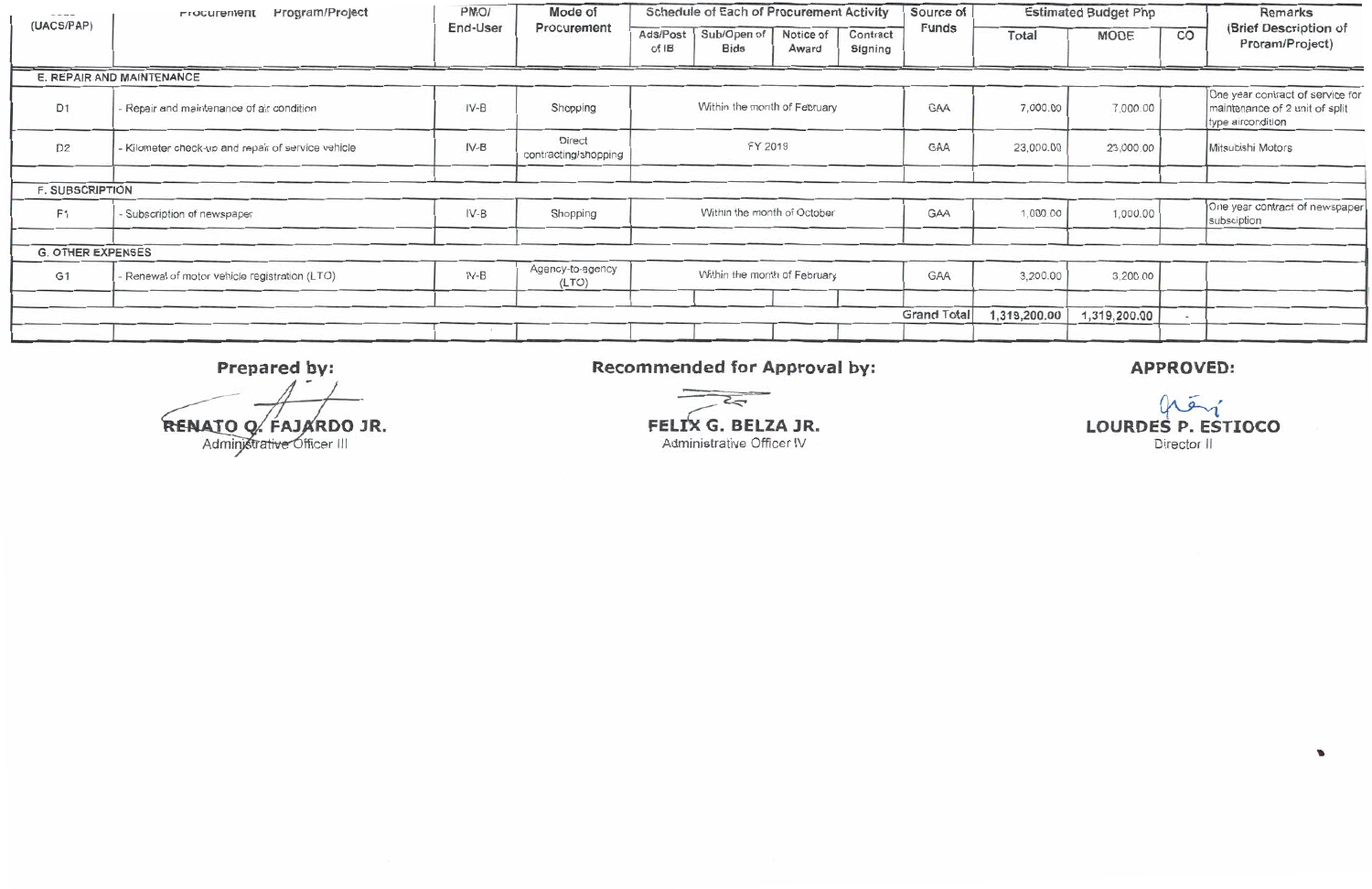| Code (UACS/PAP) | Procurement Program/Project | PMO/ End-User | Mode of Procurement | Schedule of Each of Procurement Activity | | | | Source of Funds | Estimated Budget Php | | | Remarks (Brief Description of Proram/Project) |
|---|---|---|---|---|---|---|---|---|---|---|---|---|
| | | | | Ads/Post of IB | Sub/Open of Bids | Notice of Award | Contract Signing | | Total | MOOE | CO | |
| **E. REPAIR AND MAINTENANCE** | | | | | | | | | | | | |
| D1 | - Repair and maintenance of air condition | IV-B | Shopping | Within the month of February | | | | GAA | 7,000.00 | 7,000.00 | | One year contract of service for maintenance of 2 unit of split type aircondition |
| D2 | - Kilometer check-up and repair of service vehicle | IV-B | Direct contracting/shopping | FY 2019 | | | | GAA | 23,000.00 | 23,000.00 | | Mitsubishi Motors |
| | | | | | | | | | | | | |
| **F. SUBSCRIPTION** | | | | | | | | | | | | |
| F1 | - Subscription of newspaper | IV-B | Shopping | Within the month of October | | | | GAA | 1,000.00 | 1,000.00 | | One year contract of newspaper subsciption |
| | | | | | | | | | | | | |
| **G. OTHER EXPENSES** | | | | | | | | | | | | |
| G1 | - Renewal of motor vehicle registration (LTO) | IV-B | Agency-to-agency (LTO) | Within the month of February | | | | GAA | 3,200.00 | 3,200.00 | | |
| | | | | | | | | | | | | |
| | | | | | | | | Grand Total | 1,319,200.00 | 1,319,200.00 | - | |
| | | | | | | | | | | | | |

**Prepared by:**

**RENATO Q. FAJARDO JR.**
Administrative Officer III

**Recommended for Approval by:**

**FELIX G. BELZA JR.**
Administrative Officer IV

**APPROVED:**

**LOURDES P. ESTIOCO**
Director II